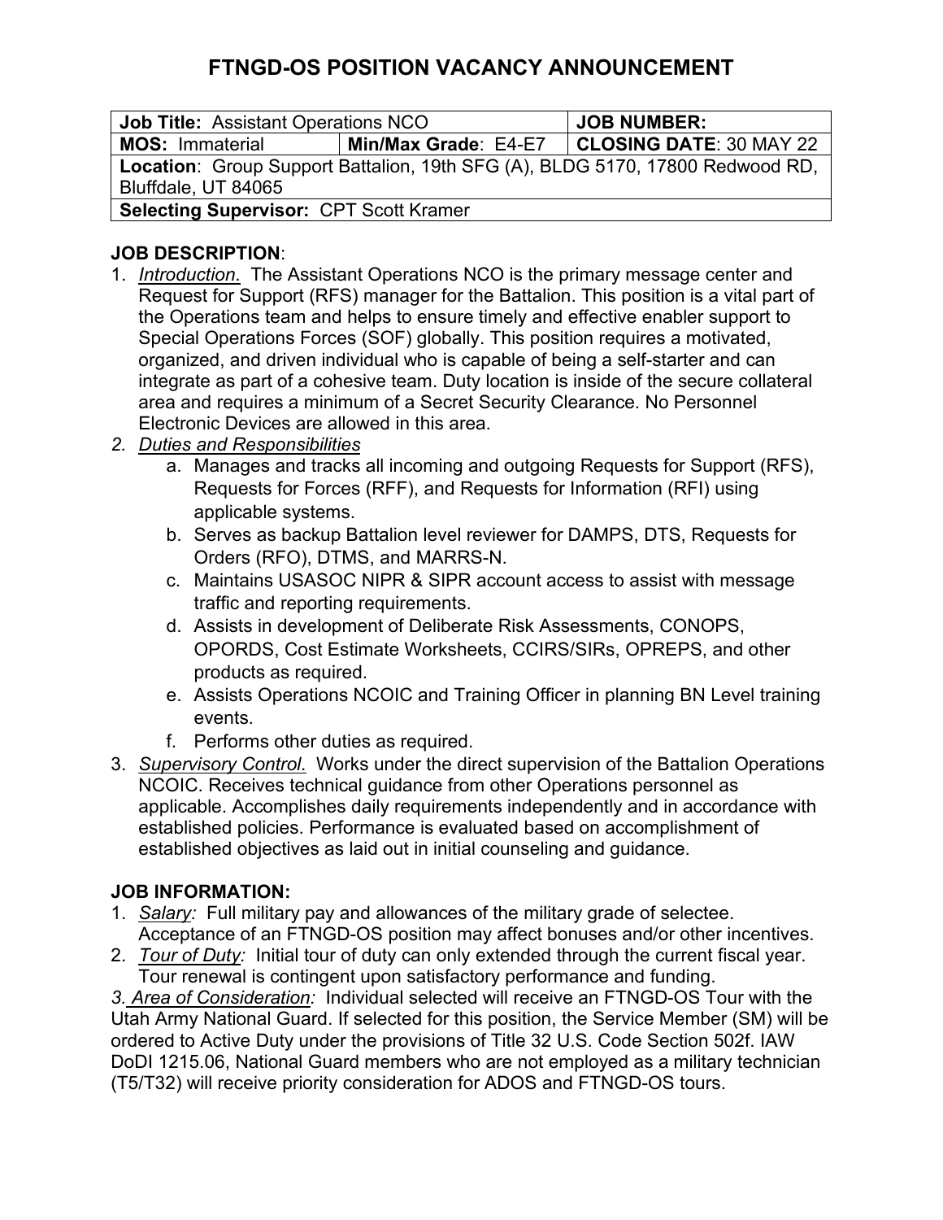# FTNGD-OS POSITION VACANCY ANNOUNCEMENT

| **Job Title:** Assistant Operations NCO | | **JOB NUMBER:** |
|---|---|---|
| **MOS:** Immaterial | **Min/Max Grade**: E4-E7 | **CLOSING DATE**: 30 MAY 22 |
| **Location**: Group Support Battalion, 19th SFG (A), BLDG 5170, 17800 Redwood RD, Bluffdale, UT 84065 | | |
| **Selecting Supervisor:** CPT Scott Kramer | | |

## JOB DESCRIPTION:

1. *Introduction.* The Assistant Operations NCO is the primary message center and Request for Support (RFS) manager for the Battalion. This position is a vital part of the Operations team and helps to ensure timely and effective enabler support to Special Operations Forces (SOF) globally. This position requires a motivated, organized, and driven individual who is capable of being a self-starter and can integrate as part of a cohesive team. Duty location is inside of the secure collateral area and requires a minimum of a Secret Security Clearance. No Personnel Electronic Devices are allowed in this area.
2. *Duties and Responsibilities*
   a. Manages and tracks all incoming and outgoing Requests for Support (RFS), Requests for Forces (RFF), and Requests for Information (RFI) using applicable systems.
   b. Serves as backup Battalion level reviewer for DAMPS, DTS, Requests for Orders (RFO), DTMS, and MARRS-N.
   c. Maintains USASOC NIPR & SIPR account access to assist with message traffic and reporting requirements.
   d. Assists in development of Deliberate Risk Assessments, CONOPS, OPORDS, Cost Estimate Worksheets, CCIRS/SIRs, OPREPS, and other products as required.
   e. Assists Operations NCOIC and Training Officer in planning BN Level training events.
   f. Performs other duties as required.
3. *Supervisory Control.* Works under the direct supervision of the Battalion Operations NCOIC. Receives technical guidance from other Operations personnel as applicable. Accomplishes daily requirements independently and in accordance with established policies. Performance is evaluated based on accomplishment of established objectives as laid out in initial counseling and guidance.

## JOB INFORMATION:

1. *Salary:* Full military pay and allowances of the military grade of selectee. Acceptance of an FTNGD-OS position may affect bonuses and/or other incentives.
2. *Tour of Duty:* Initial tour of duty can only extended through the current fiscal year. Tour renewal is contingent upon satisfactory performance and funding.

*3. Area of Consideration:* Individual selected will receive an FTNGD-OS Tour with the Utah Army National Guard. If selected for this position, the Service Member (SM) will be ordered to Active Duty under the provisions of Title 32 U.S. Code Section 502f. IAW DoDI 1215.06, National Guard members who are not employed as a military technician (T5/T32) will receive priority consideration for ADOS and FTNGD-OS tours.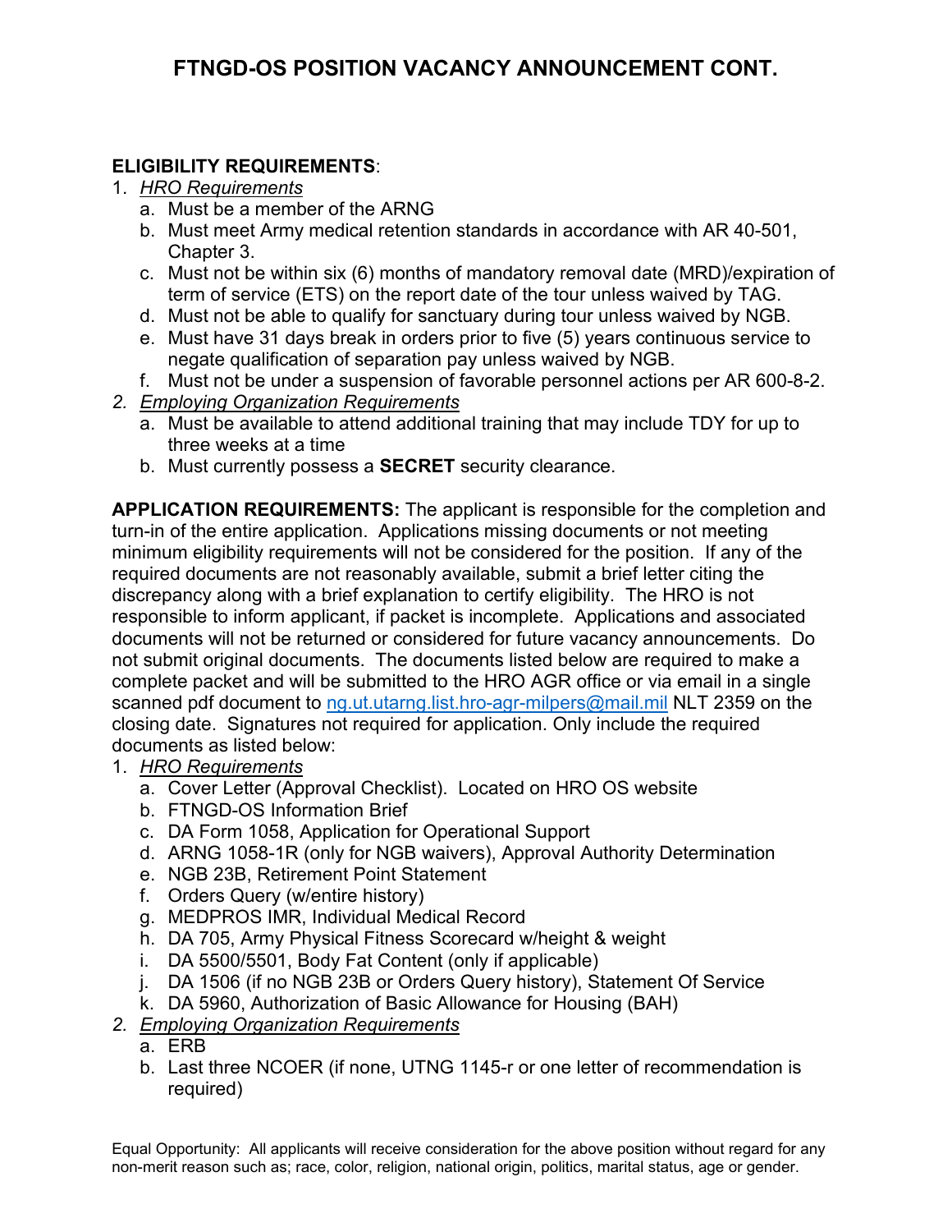# FTNGD-OS POSITION VACANCY ANNOUNCEMENT CONT.

**ELIGIBILITY REQUIREMENTS**:

1. *HRO Requirements*
   a. Must be a member of the ARNG
   b. Must meet Army medical retention standards in accordance with AR 40-501, Chapter 3.
   c. Must not be within six (6) months of mandatory removal date (MRD)/expiration of term of service (ETS) on the report date of the tour unless waived by TAG.
   d. Must not be able to qualify for sanctuary during tour unless waived by NGB.
   e. Must have 31 days break in orders prior to five (5) years continuous service to negate qualification of separation pay unless waived by NGB.
   f. Must not be under a suspension of favorable personnel actions per AR 600-8-2.
2. *Employing Organization Requirements*
   a. Must be available to attend additional training that may include TDY for up to three weeks at a time
   b. Must currently possess a **SECRET** security clearance.

**APPLICATION REQUIREMENTS:** The applicant is responsible for the completion and turn-in of the entire application. Applications missing documents or not meeting minimum eligibility requirements will not be considered for the position. If any of the required documents are not reasonably available, submit a brief letter citing the discrepancy along with a brief explanation to certify eligibility. The HRO is not responsible to inform applicant, if packet is incomplete. Applications and associated documents will not be returned or considered for future vacancy announcements. Do not submit original documents. The documents listed below are required to make a complete packet and will be submitted to the HRO AGR office or via email in a single scanned pdf document to ng.ut.utarng.list.hro-agr-milpers@mail.mil NLT 2359 on the closing date. Signatures not required for application. Only include the required documents as listed below:

1. *HRO Requirements*
   a. Cover Letter (Approval Checklist). Located on HRO OS website
   b. FTNGD-OS Information Brief
   c. DA Form 1058, Application for Operational Support
   d. ARNG 1058-1R (only for NGB waivers), Approval Authority Determination
   e. NGB 23B, Retirement Point Statement
   f. Orders Query (w/entire history)
   g. MEDPROS IMR, Individual Medical Record
   h. DA 705, Army Physical Fitness Scorecard w/height & weight
   i. DA 5500/5501, Body Fat Content (only if applicable)
   j. DA 1506 (if no NGB 23B or Orders Query history), Statement Of Service
   k. DA 5960, Authorization of Basic Allowance for Housing (BAH)
2. *Employing Organization Requirements*
   a. ERB
   b. Last three NCOER (if none, UTNG 1145-r or one letter of recommendation is required)

Equal Opportunity: All applicants will receive consideration for the above position without regard for any non-merit reason such as; race, color, religion, national origin, politics, marital status, age or gender.